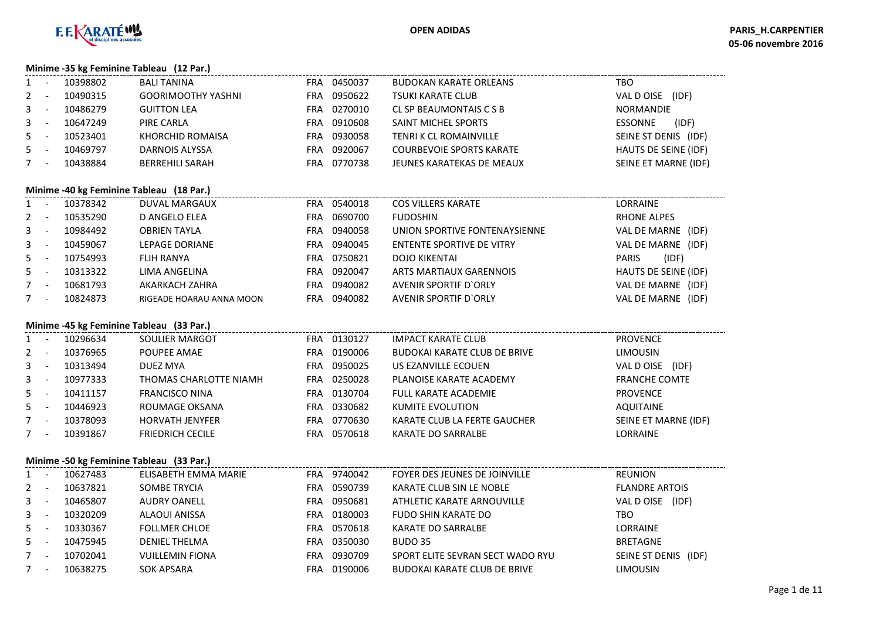**OPEN ADIDAS**

**PARIS_H.CARPENTIER**
**05-06 novembre 2016**

### Minime -35 kg Feminine Tableau (12 Par.)

| | | | | | | | |
|---|---|---|---|---|---|---|---|
| 1 | - | 10398802 | BALI TANINA | FRA | 0450037 | BUDOKAN KARATE ORLEANS | TBO |
| 2 | - | 10490315 | GOORIMOOTHY YASHNI | FRA | 0950622 | TSUKI KARATE CLUB | VAL D OISE (IDF) |
| 3 | - | 10486279 | GUITTON LEA | FRA | 0270010 | CL SP BEAUMONTAIS C S B | NORMANDIE |
| 3 | - | 10647249 | PIRE CARLA | FRA | 0910608 | SAINT MICHEL SPORTS | ESSONNE (IDF) |
| 5 | - | 10523401 | KHORCHID ROMAISA | FRA | 0930058 | TENRI K CL ROMAINVILLE | SEINE ST DENIS (IDF) |
| 5 | - | 10469797 | DARNOIS ALYSSA | FRA | 0920067 | COURBEVOIE SPORTS KARATE | HAUTS DE SEINE (IDF) |
| 7 | - | 10438884 | BERREHILI SARAH | FRA | 0770738 | JEUNES KARATEKAS DE MEAUX | SEINE ET MARNE (IDF) |

### Minime -40 kg Feminine Tableau (18 Par.)

| | | | | | | | |
|---|---|---|---|---|---|---|---|
| 1 | - | 10378342 | DUVAL MARGAUX | FRA | 0540018 | COS VILLERS KARATE | LORRAINE |
| 2 | - | 10535290 | D ANGELO ELEA | FRA | 0690700 | FUDOSHIN | RHONE ALPES |
| 3 | - | 10984492 | OBRIEN TAYLA | FRA | 0940058 | UNION SPORTIVE FONTENAYSIENNE | VAL DE MARNE (IDF) |
| 3 | - | 10459067 | LEPAGE DORIANE | FRA | 0940045 | ENTENTE SPORTIVE DE VITRY | VAL DE MARNE (IDF) |
| 5 | - | 10754993 | FLIH RANYA | FRA | 0750821 | DOJO KIKENTAI | PARIS (IDF) |
| 5 | - | 10313322 | LIMA ANGELINA | FRA | 0920047 | ARTS MARTIAUX GARENNOIS | HAUTS DE SEINE (IDF) |
| 7 | - | 10681793 | AKARKACH ZAHRA | FRA | 0940082 | AVENIR SPORTIF D`ORLY | VAL DE MARNE (IDF) |
| 7 | - | 10824873 | RIGEADE HOARAU ANNA MOON | FRA | 0940082 | AVENIR SPORTIF D`ORLY | VAL DE MARNE (IDF) |

### Minime -45 kg Feminine Tableau (33 Par.)

| | | | | | | | |
|---|---|---|---|---|---|---|---|
| 1 | - | 10296634 | SOULIER MARGOT | FRA | 0130127 | IMPACT KARATE CLUB | PROVENCE |
| 2 | - | 10376965 | POUPEE AMAE | FRA | 0190006 | BUDOKAI KARATE CLUB DE BRIVE | LIMOUSIN |
| 3 | - | 10313494 | DUEZ MYA | FRA | 0950025 | US EZANVILLE ECOUEN | VAL D OISE (IDF) |
| 3 | - | 10977333 | THOMAS CHARLOTTE NIAMH | FRA | 0250028 | PLANOISE KARATE ACADEMY | FRANCHE COMTE |
| 5 | - | 10411157 | FRANCISCO NINA | FRA | 0130704 | FULL KARATE ACADEMIE | PROVENCE |
| 5 | - | 10446923 | ROUMAGE OKSANA | FRA | 0330682 | KUMITE EVOLUTION | AQUITAINE |
| 7 | - | 10378093 | HORVATH JENYFER | FRA | 0770630 | KARATE CLUB LA FERTE GAUCHER | SEINE ET MARNE (IDF) |
| 7 | - | 10391867 | FRIEDRICH CECILE | FRA | 0570618 | KARATE DO SARRALBE | LORRAINE |

### Minime -50 kg Feminine Tableau (33 Par.)

| | | | | | | | |
|---|---|---|---|---|---|---|---|
| 1 | - | 10627483 | ELISABETH EMMA MARIE | FRA | 9740042 | FOYER DES JEUNES DE JOINVILLE | REUNION |
| 2 | - | 10637821 | SOMBE TRYCIA | FRA | 0590739 | KARATE CLUB SIN LE NOBLE | FLANDRE ARTOIS |
| 3 | - | 10465807 | AUDRY OANELL | FRA | 0950681 | ATHLETIC KARATE ARNOUVILLE | VAL D OISE (IDF) |
| 3 | - | 10320209 | ALAOUI ANISSA | FRA | 0180003 | FUDO SHIN KARATE DO | TBO |
| 5 | - | 10330367 | FOLLMER CHLOE | FRA | 0570618 | KARATE DO SARRALBE | LORRAINE |
| 5 | - | 10475945 | DENIEL THELMA | FRA | 0350030 | BUDO 35 | BRETAGNE |
| 7 | - | 10702041 | VUILLEMIN FIONA | FRA | 0930709 | SPORT ELITE SEVRAN SECT WADO RYU | SEINE ST DENIS (IDF) |
| 7 | - | 10638275 | SOK APSARA | FRA | 0190006 | BUDOKAI KARATE CLUB DE BRIVE | LIMOUSIN |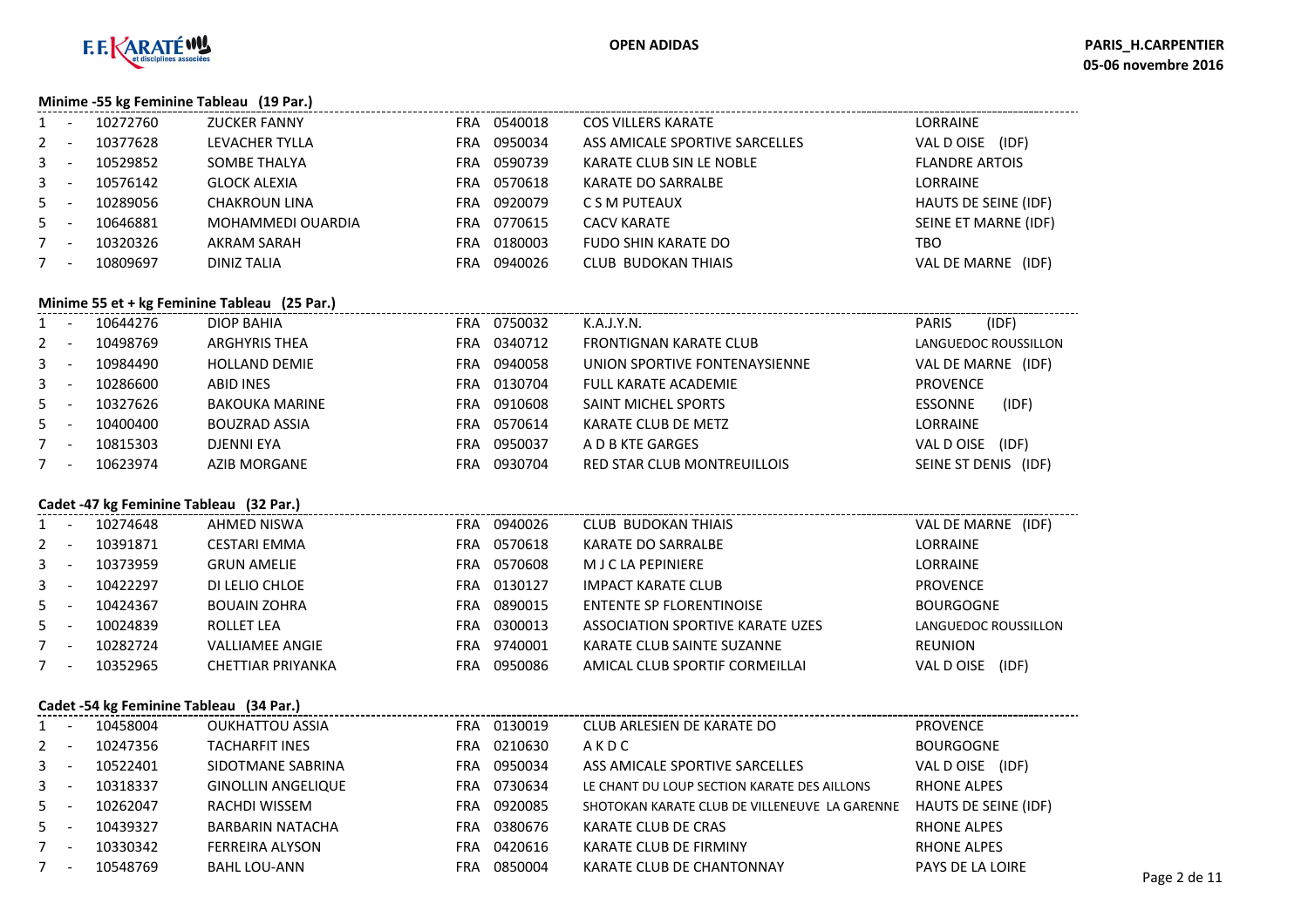**OPEN ADIDAS** — PARIS_H.CARPENTIER — 05-06 novembre 2016

### Minime -55 kg Feminine Tableau (19 Par.)

| Place | Licence | Nom | Pays | Code club | Club | Ligue |
|---|---|---|---|---|---|---|
| 1 - | 10272760 | ZUCKER FANNY | FRA | 0540018 | COS VILLERS KARATE | LORRAINE |
| 2 - | 10377628 | LEVACHER TYLLA | FRA | 0950034 | ASS AMICALE SPORTIVE SARCELLES | VAL D OISE (IDF) |
| 3 - | 10529852 | SOMBE THALYA | FRA | 0590739 | KARATE CLUB SIN LE NOBLE | FLANDRE ARTOIS |
| 3 - | 10576142 | GLOCK ALEXIA | FRA | 0570618 | KARATE DO SARRALBE | LORRAINE |
| 5 - | 10289056 | CHAKROUN LINA | FRA | 0920079 | C S M PUTEAUX | HAUTS DE SEINE (IDF) |
| 5 - | 10646881 | MOHAMMEDI OUARDIA | FRA | 0770615 | CACV KARATE | SEINE ET MARNE (IDF) |
| 7 - | 10320326 | AKRAM SARAH | FRA | 0180003 | FUDO SHIN KARATE DO | TBO |
| 7 - | 10809697 | DINIZ TALIA | FRA | 0940026 | CLUB BUDOKAN THIAIS | VAL DE MARNE (IDF) |

### Minime 55 et + kg Feminine Tableau (25 Par.)

| Place | Licence | Nom | Pays | Code club | Club | Ligue |
|---|---|---|---|---|---|---|
| 1 - | 10644276 | DIOP BAHIA | FRA | 0750032 | K.A.J.Y.N. | PARIS (IDF) |
| 2 - | 10498769 | ARGHYRIS THEA | FRA | 0340712 | FRONTIGNAN KARATE CLUB | LANGUEDOC ROUSSILLON |
| 3 - | 10984490 | HOLLAND DEMIE | FRA | 0940058 | UNION SPORTIVE FONTENAYSIENNE | VAL DE MARNE (IDF) |
| 3 - | 10286600 | ABID INES | FRA | 0130704 | FULL KARATE ACADEMIE | PROVENCE |
| 5 - | 10327626 | BAKOUKA MARINE | FRA | 0910608 | SAINT MICHEL SPORTS | ESSONNE (IDF) |
| 5 - | 10400400 | BOUZRAD ASSIA | FRA | 0570614 | KARATE CLUB DE METZ | LORRAINE |
| 7 - | 10815303 | DJENNI EYA | FRA | 0950037 | A D B KTE GARGES | VAL D OISE (IDF) |
| 7 - | 10623974 | AZIB MORGANE | FRA | 0930704 | RED STAR CLUB MONTREUILLOIS | SEINE ST DENIS (IDF) |

### Cadet -47 kg Feminine Tableau (32 Par.)

| Place | Licence | Nom | Pays | Code club | Club | Ligue |
|---|---|---|---|---|---|---|
| 1 - | 10274648 | AHMED NISWA | FRA | 0940026 | CLUB BUDOKAN THIAIS | VAL DE MARNE (IDF) |
| 2 - | 10391871 | CESTARI EMMA | FRA | 0570618 | KARATE DO SARRALBE | LORRAINE |
| 3 - | 10373959 | GRUN AMELIE | FRA | 0570608 | M J C LA PEPINIERE | LORRAINE |
| 3 - | 10422297 | DI LELIO CHLOE | FRA | 0130127 | IMPACT KARATE CLUB | PROVENCE |
| 5 - | 10424367 | BOUAIN ZOHRA | FRA | 0890015 | ENTENTE SP FLORENTINOISE | BOURGOGNE |
| 5 - | 10024839 | ROLLET LEA | FRA | 0300013 | ASSOCIATION SPORTIVE KARATE UZES | LANGUEDOC ROUSSILLON |
| 7 - | 10282724 | VALLIAMEE ANGIE | FRA | 9740001 | KARATE CLUB SAINTE SUZANNE | REUNION |
| 7 - | 10352965 | CHETTIAR PRIYANKA | FRA | 0950086 | AMICAL CLUB SPORTIF CORMEILLAI | VAL D OISE (IDF) |

### Cadet -54 kg Feminine Tableau (34 Par.)

| Place | Licence | Nom | Pays | Code club | Club | Ligue |
|---|---|---|---|---|---|---|
| 1 - | 10458004 | OUKHATTOU ASSIA | FRA | 0130019 | CLUB ARLESIEN DE KARATE DO | PROVENCE |
| 2 - | 10247356 | TACHARFIT INES | FRA | 0210630 | A K D C | BOURGOGNE |
| 3 - | 10522401 | SIDOTMANE SABRINA | FRA | 0950034 | ASS AMICALE SPORTIVE SARCELLES | VAL D OISE (IDF) |
| 3 - | 10318337 | GINOLLIN ANGELIQUE | FRA | 0730634 | LE CHANT DU LOUP SECTION KARATE DES AILLONS | RHONE ALPES |
| 5 - | 10262047 | RACHDI WISSEM | FRA | 0920085 | SHOTOKAN KARATE CLUB DE VILLENEUVE LA GARENNE | HAUTS DE SEINE (IDF) |
| 5 - | 10439327 | BARBARIN NATACHA | FRA | 0380676 | KARATE CLUB DE CRAS | RHONE ALPES |
| 7 - | 10330342 | FERREIRA ALYSON | FRA | 0420616 | KARATE CLUB DE FIRMINY | RHONE ALPES |
| 7 - | 10548769 | BAHL LOU-ANN | FRA | 0850004 | KARATE CLUB DE CHANTONNAY | PAYS DE LA LOIRE |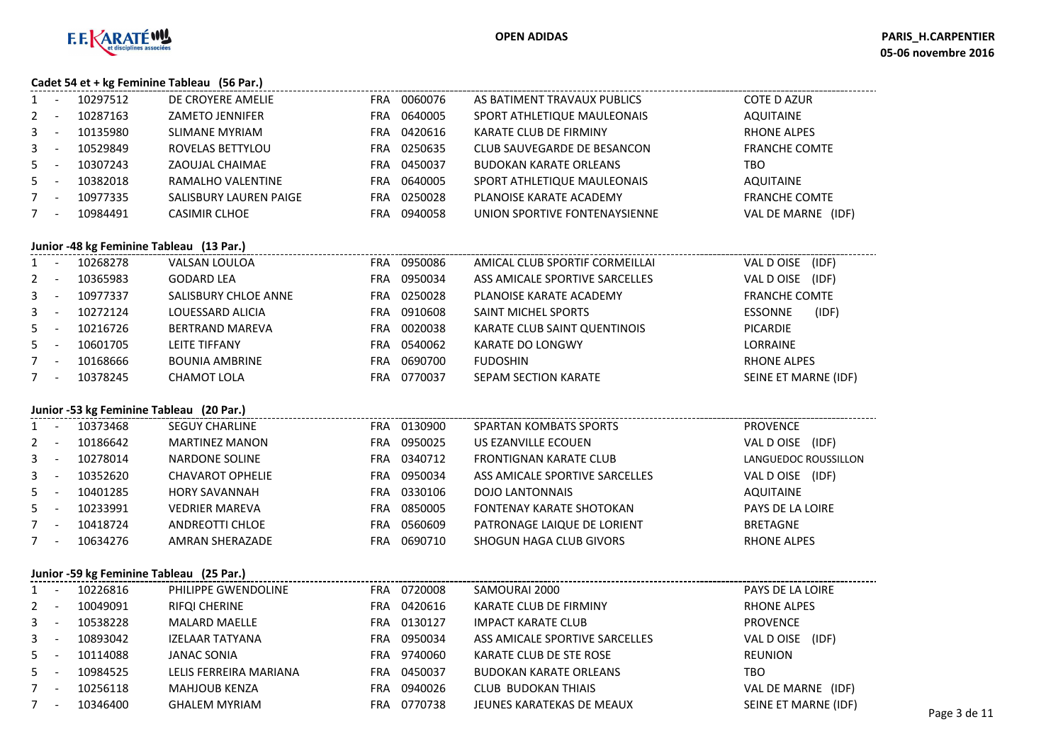**OPEN ADIDAS**

**PARIS_H.CARPENTIER**
**05-06 novembre 2016**

### Cadet 54 et + kg Feminine Tableau (56 Par.)

| | | | | | | | |
|---|---|---|---|---|---|---|---|
| 1 | - | 10297512 | DE CROYERE AMELIE | FRA | 0060076 | AS BATIMENT TRAVAUX PUBLICS | COTE D AZUR |
| 2 | - | 10287163 | ZAMETO JENNIFER | FRA | 0640005 | SPORT ATHLETIQUE MAULEONAIS | AQUITAINE |
| 3 | - | 10135980 | SLIMANE MYRIAM | FRA | 0420616 | KARATE CLUB DE FIRMINY | RHONE ALPES |
| 3 | - | 10529849 | ROVELAS BETTYLOU | FRA | 0250635 | CLUB SAUVEGARDE DE BESANCON | FRANCHE COMTE |
| 5 | - | 10307243 | ZAOUJAL CHAIMAE | FRA | 0450037 | BUDOKAN KARATE ORLEANS | TBO |
| 5 | - | 10382018 | RAMALHO VALENTINE | FRA | 0640005 | SPORT ATHLETIQUE MAULEONAIS | AQUITAINE |
| 7 | - | 10977335 | SALISBURY LAUREN PAIGE | FRA | 0250028 | PLANOISE KARATE ACADEMY | FRANCHE COMTE |
| 7 | - | 10984491 | CASIMIR CLHOE | FRA | 0940058 | UNION SPORTIVE FONTENAYSIENNE | VAL DE MARNE (IDF) |

### Junior -48 kg Feminine Tableau (13 Par.)

| | | | | | | | |
|---|---|---|---|---|---|---|---|
| 1 | - | 10268278 | VALSAN LOULOA | FRA | 0950086 | AMICAL CLUB SPORTIF CORMEILLAI | VAL D OISE (IDF) |
| 2 | - | 10365983 | GODARD LEA | FRA | 0950034 | ASS AMICALE SPORTIVE SARCELLES | VAL D OISE (IDF) |
| 3 | - | 10977337 | SALISBURY CHLOE ANNE | FRA | 0250028 | PLANOISE KARATE ACADEMY | FRANCHE COMTE |
| 3 | - | 10272124 | LOUESSARD ALICIA | FRA | 0910608 | SAINT MICHEL SPORTS | ESSONNE (IDF) |
| 5 | - | 10216726 | BERTRAND MAREVA | FRA | 0020038 | KARATE CLUB SAINT QUENTINOIS | PICARDIE |
| 5 | - | 10601705 | LEITE TIFFANY | FRA | 0540062 | KARATE DO LONGWY | LORRAINE |
| 7 | - | 10168666 | BOUNIA AMBRINE | FRA | 0690700 | FUDOSHIN | RHONE ALPES |
| 7 | - | 10378245 | CHAMOT LOLA | FRA | 0770037 | SEPAM SECTION KARATE | SEINE ET MARNE (IDF) |

### Junior -53 kg Feminine Tableau (20 Par.)

| | | | | | | | |
|---|---|---|---|---|---|---|---|
| 1 | - | 10373468 | SEGUY CHARLINE | FRA | 0130900 | SPARTAN KOMBATS SPORTS | PROVENCE |
| 2 | - | 10186642 | MARTINEZ MANON | FRA | 0950025 | US EZANVILLE ECOUEN | VAL D OISE (IDF) |
| 3 | - | 10278014 | NARDONE SOLINE | FRA | 0340712 | FRONTIGNAN KARATE CLUB | LANGUEDOC ROUSSILLON |
| 3 | - | 10352620 | CHAVAROT OPHELIE | FRA | 0950034 | ASS AMICALE SPORTIVE SARCELLES | VAL D OISE (IDF) |
| 5 | - | 10401285 | HORY SAVANNAH | FRA | 0330106 | DOJO LANTONNAIS | AQUITAINE |
| 5 | - | 10233991 | VEDRIER MAREVA | FRA | 0850005 | FONTENAY KARATE SHOTOKAN | PAYS DE LA LOIRE |
| 7 | - | 10418724 | ANDREOTTI CHLOE | FRA | 0560609 | PATRONAGE LAIQUE DE LORIENT | BRETAGNE |
| 7 | - | 10634276 | AMRAN SHERAZADE | FRA | 0690710 | SHOGUN HAGA CLUB GIVORS | RHONE ALPES |

### Junior -59 kg Feminine Tableau (25 Par.)

| | | | | | | | |
|---|---|---|---|---|---|---|---|
| 1 | - | 10226816 | PHILIPPE GWENDOLINE | FRA | 0720008 | SAMOURAI 2000 | PAYS DE LA LOIRE |
| 2 | - | 10049091 | RIFQI CHERINE | FRA | 0420616 | KARATE CLUB DE FIRMINY | RHONE ALPES |
| 3 | - | 10538228 | MALARD MAELLE | FRA | 0130127 | IMPACT KARATE CLUB | PROVENCE |
| 3 | - | 10893042 | IZELAAR TATYANA | FRA | 0950034 | ASS AMICALE SPORTIVE SARCELLES | VAL D OISE (IDF) |
| 5 | - | 10114088 | JANAC SONIA | FRA | 9740060 | KARATE CLUB DE STE ROSE | REUNION |
| 5 | - | 10984525 | LELIS FERREIRA MARIANA | FRA | 0450037 | BUDOKAN KARATE ORLEANS | TBO |
| 7 | - | 10256118 | MAHJOUB KENZA | FRA | 0940026 | CLUB BUDOKAN THIAIS | VAL DE MARNE (IDF) |
| 7 | - | 10346400 | GHALEM MYRIAM | FRA | 0770738 | JEUNES KARATEKAS DE MEAUX | SEINE ET MARNE (IDF) |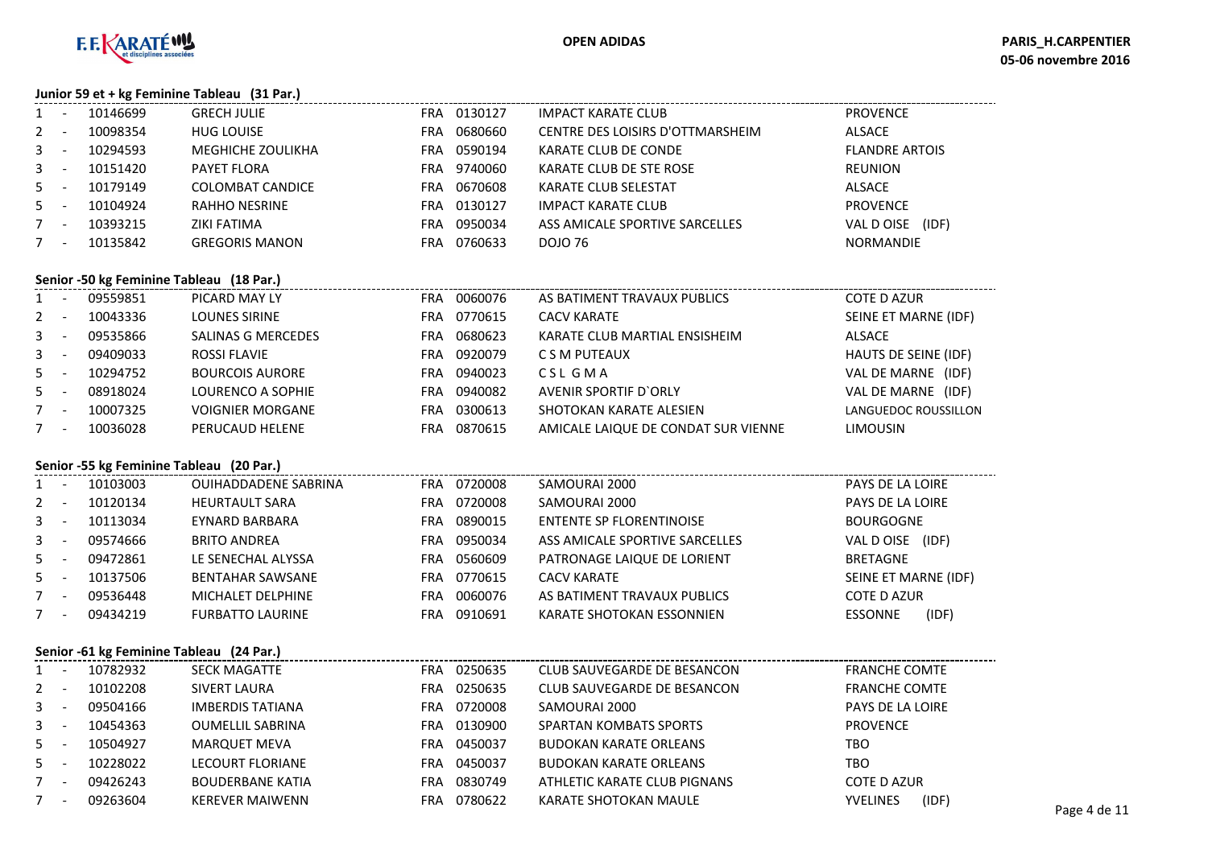F.F.KARATÉ et disciplines associées

**OPEN ADIDAS**

**PARIS_H.CARPENTIER**
**05-06 novembre 2016**

### Junior 59 et + kg Feminine Tableau (31 Par.)

| Rang | | Licence | Nom | Pays | Club N° | Club | Ligue |
|---|---|---|---|---|---|---|---|
| 1 | - | 10146699 | GRECH JULIE | FRA | 0130127 | IMPACT KARATE CLUB | PROVENCE |
| 2 | - | 10098354 | HUG LOUISE | FRA | 0680660 | CENTRE DES LOISIRS D'OTTMARSHEIM | ALSACE |
| 3 | - | 10294593 | MEGHICHE ZOULIKHA | FRA | 0590194 | KARATE CLUB DE CONDE | FLANDRE ARTOIS |
| 3 | - | 10151420 | PAYET FLORA | FRA | 9740060 | KARATE CLUB DE STE ROSE | REUNION |
| 5 | - | 10179149 | COLOMBAT CANDICE | FRA | 0670608 | KARATE CLUB SELESTAT | ALSACE |
| 5 | - | 10104924 | RAHHO NESRINE | FRA | 0130127 | IMPACT KARATE CLUB | PROVENCE |
| 7 | - | 10393215 | ZIKI FATIMA | FRA | 0950034 | ASS AMICALE SPORTIVE SARCELLES | VAL D OISE (IDF) |
| 7 | - | 10135842 | GREGORIS MANON | FRA | 0760633 | DOJO 76 | NORMANDIE |

### Senior -50 kg Feminine Tableau (18 Par.)

| Rang | | Licence | Nom | Pays | Club N° | Club | Ligue |
|---|---|---|---|---|---|---|---|
| 1 | - | 09559851 | PICARD MAY LY | FRA | 0060076 | AS BATIMENT TRAVAUX PUBLICS | COTE D AZUR |
| 2 | - | 10043336 | LOUNES SIRINE | FRA | 0770615 | CACV KARATE | SEINE ET MARNE (IDF) |
| 3 | - | 09535866 | SALINAS G MERCEDES | FRA | 0680623 | KARATE CLUB MARTIAL ENSISHEIM | ALSACE |
| 3 | - | 09409033 | ROSSI FLAVIE | FRA | 0920079 | C S M PUTEAUX | HAUTS DE SEINE (IDF) |
| 5 | - | 10294752 | BOURCOIS AURORE | FRA | 0940023 | C S L G M A | VAL DE MARNE (IDF) |
| 5 | - | 08918024 | LOURENCO A SOPHIE | FRA | 0940082 | AVENIR SPORTIF D`ORLY | VAL DE MARNE (IDF) |
| 7 | - | 10007325 | VOIGNIER MORGANE | FRA | 0300613 | SHOTOKAN KARATE ALESIEN | LANGUEDOC ROUSSILLON |
| 7 | - | 10036028 | PERUCAUD HELENE | FRA | 0870615 | AMICALE LAIQUE DE CONDAT SUR VIENNE | LIMOUSIN |

### Senior -55 kg Feminine Tableau (20 Par.)

| Rang | | Licence | Nom | Pays | Club N° | Club | Ligue |
|---|---|---|---|---|---|---|---|
| 1 | - | 10103003 | OUIHADDADENE SABRINA | FRA | 0720008 | SAMOURAI 2000 | PAYS DE LA LOIRE |
| 2 | - | 10120134 | HEURTAULT SARA | FRA | 0720008 | SAMOURAI 2000 | PAYS DE LA LOIRE |
| 3 | - | 10113034 | EYNARD BARBARA | FRA | 0890015 | ENTENTE SP FLORENTINOISE | BOURGOGNE |
| 3 | - | 09574666 | BRITO ANDREA | FRA | 0950034 | ASS AMICALE SPORTIVE SARCELLES | VAL D OISE (IDF) |
| 5 | - | 09472861 | LE SENECHAL ALYSSA | FRA | 0560609 | PATRONAGE LAIQUE DE LORIENT | BRETAGNE |
| 5 | - | 10137506 | BENTAHAR SAWSANE | FRA | 0770615 | CACV KARATE | SEINE ET MARNE (IDF) |
| 7 | - | 09536448 | MICHALET DELPHINE | FRA | 0060076 | AS BATIMENT TRAVAUX PUBLICS | COTE D AZUR |
| 7 | - | 09434219 | FURBATTO LAURINE | FRA | 0910691 | KARATE SHOTOKAN ESSONNIEN | ESSONNE (IDF) |

### Senior -61 kg Feminine Tableau (24 Par.)

| Rang | | Licence | Nom | Pays | Club N° | Club | Ligue |
|---|---|---|---|---|---|---|---|
| 1 | - | 10782932 | SECK MAGATTE | FRA | 0250635 | CLUB SAUVEGARDE DE BESANCON | FRANCHE COMTE |
| 2 | - | 10102208 | SIVERT LAURA | FRA | 0250635 | CLUB SAUVEGARDE DE BESANCON | FRANCHE COMTE |
| 3 | - | 09504166 | IMBERDIS TATIANA | FRA | 0720008 | SAMOURAI 2000 | PAYS DE LA LOIRE |
| 3 | - | 10454363 | OUMELLIL SABRINA | FRA | 0130900 | SPARTAN KOMBATS SPORTS | PROVENCE |
| 5 | - | 10504927 | MARQUET MEVA | FRA | 0450037 | BUDOKAN KARATE ORLEANS | TBO |
| 5 | - | 10228022 | LECOURT FLORIANE | FRA | 0450037 | BUDOKAN KARATE ORLEANS | TBO |
| 7 | - | 09426243 | BOUDERBANE KATIA | FRA | 0830749 | ATHLETIC KARATE CLUB PIGNANS | COTE D AZUR |
| 7 | - | 09263604 | KEREVER MAIWENN | FRA | 0780622 | KARATE SHOTOKAN MAULE | YVELINES (IDF) |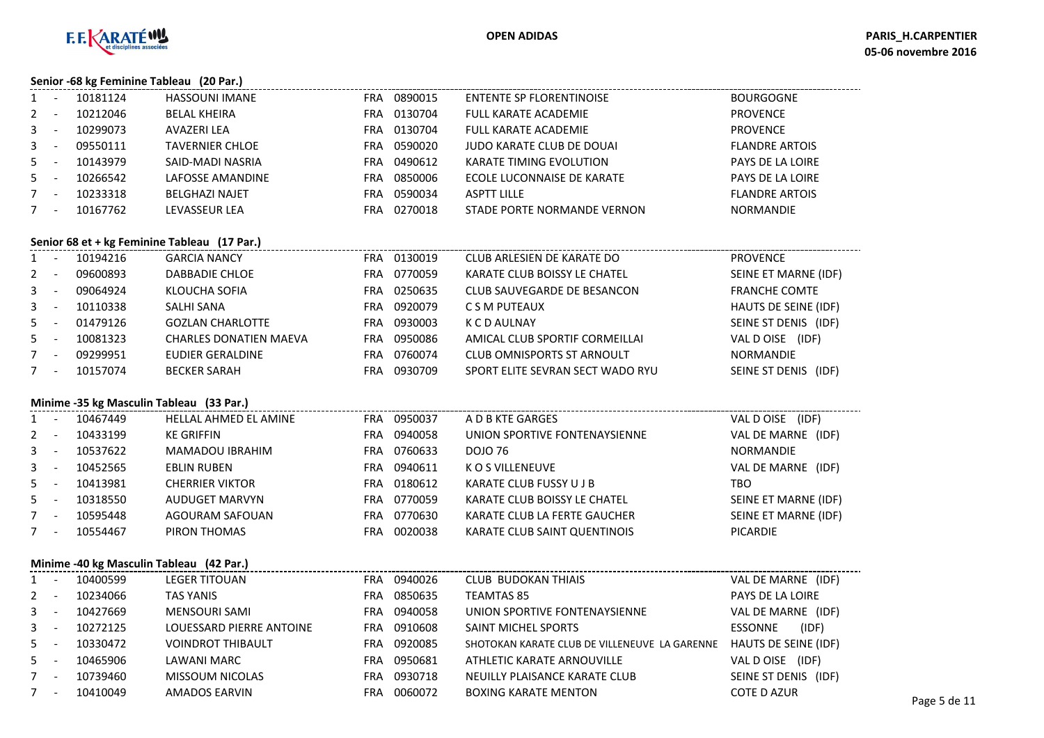**Senior -68 kg Feminine Tableau (20 Par.)**

| Rang | Licence | Nom | Nat. | Code | Club | Ligue |
|---|---|---|---|---|---|---|
| 1 - | 10181124 | HASSOUNI IMANE | FRA | 0890015 | ENTENTE SP FLORENTINOISE | BOURGOGNE |
| 2 - | 10212046 | BELAL KHEIRA | FRA | 0130704 | FULL KARATE ACADEMIE | PROVENCE |
| 3 - | 10299073 | AVAZERI LEA | FRA | 0130704 | FULL KARATE ACADEMIE | PROVENCE |
| 3 - | 09550111 | TAVERNIER CHLOE | FRA | 0590020 | JUDO KARATE CLUB DE DOUAI | FLANDRE ARTOIS |
| 5 - | 10143979 | SAID-MADI NASRIA | FRA | 0490612 | KARATE TIMING EVOLUTION | PAYS DE LA LOIRE |
| 5 - | 10266542 | LAFOSSE AMANDINE | FRA | 0850006 | ECOLE LUCONNAISE DE KARATE | PAYS DE LA LOIRE |
| 7 - | 10233318 | BELGHAZI NAJET | FRA | 0590034 | ASPTT LILLE | FLANDRE ARTOIS |
| 7 - | 10167762 | LEVASSEUR LEA | FRA | 0270018 | STADE PORTE NORMANDE VERNON | NORMANDIE |

**Senior 68 et + kg Feminine Tableau (17 Par.)**

| Rang | Licence | Nom | Nat. | Code | Club | Ligue |
|---|---|---|---|---|---|---|
| 1 - | 10194216 | GARCIA NANCY | FRA | 0130019 | CLUB ARLESIEN DE KARATE DO | PROVENCE |
| 2 - | 09600893 | DABBADIE CHLOE | FRA | 0770059 | KARATE CLUB BOISSY LE CHATEL | SEINE ET MARNE (IDF) |
| 3 - | 09064924 | KLOUCHA SOFIA | FRA | 0250635 | CLUB SAUVEGARDE DE BESANCON | FRANCHE COMTE |
| 3 - | 10110338 | SALHI SANA | FRA | 0920079 | C S M PUTEAUX | HAUTS DE SEINE (IDF) |
| 5 - | 01479126 | GOZLAN CHARLOTTE | FRA | 0930003 | K C D AULNAY | SEINE ST DENIS (IDF) |
| 5 - | 10081323 | CHARLES DONATIEN MAEVA | FRA | 0950086 | AMICAL CLUB SPORTIF CORMEILLAI | VAL D OISE (IDF) |
| 7 - | 09299951 | EUDIER GERALDINE | FRA | 0760074 | CLUB OMNISPORTS ST ARNOULT | NORMANDIE |
| 7 - | 10157074 | BECKER SARAH | FRA | 0930709 | SPORT ELITE SEVRAN SECT WADO RYU | SEINE ST DENIS (IDF) |

**Minime -35 kg Masculin Tableau (33 Par.)**

| Rang | Licence | Nom | Nat. | Code | Club | Ligue |
|---|---|---|---|---|---|---|
| 1 - | 10467449 | HELLAL AHMED EL AMINE | FRA | 0950037 | A D B KTE GARGES | VAL D OISE (IDF) |
| 2 - | 10433199 | KE GRIFFIN | FRA | 0940058 | UNION SPORTIVE FONTENAYSIENNE | VAL DE MARNE (IDF) |
| 3 - | 10537622 | MAMADOU IBRAHIM | FRA | 0760633 | DOJO 76 | NORMANDIE |
| 3 - | 10452565 | EBLIN RUBEN | FRA | 0940611 | K O S VILLENEUVE | VAL DE MARNE (IDF) |
| 5 - | 10413981 | CHERRIER VIKTOR | FRA | 0180612 | KARATE CLUB FUSSY U J B | TBO |
| 5 - | 10318550 | AUDUGET MARVYN | FRA | 0770059 | KARATE CLUB BOISSY LE CHATEL | SEINE ET MARNE (IDF) |
| 7 - | 10595448 | AGOURAM SAFOUAN | FRA | 0770630 | KARATE CLUB LA FERTE GAUCHER | SEINE ET MARNE (IDF) |
| 7 - | 10554467 | PIRON THOMAS | FRA | 0020038 | KARATE CLUB SAINT QUENTINOIS | PICARDIE |

**Minime -40 kg Masculin Tableau (42 Par.)**

| Rang | Licence | Nom | Nat. | Code | Club | Ligue |
|---|---|---|---|---|---|---|
| 1 - | 10400599 | LEGER TITOUAN | FRA | 0940026 | CLUB BUDOKAN THIAIS | VAL DE MARNE (IDF) |
| 2 - | 10234066 | TAS YANIS | FRA | 0850635 | TEAMTAS 85 | PAYS DE LA LOIRE |
| 3 - | 10427669 | MENSOURI SAMI | FRA | 0940058 | UNION SPORTIVE FONTENAYSIENNE | VAL DE MARNE (IDF) |
| 3 - | 10272125 | LOUESSARD PIERRE ANTOINE | FRA | 0910608 | SAINT MICHEL SPORTS | ESSONNE (IDF) |
| 5 - | 10330472 | VOINDROT THIBAULT | FRA | 0920085 | SHOTOKAN KARATE CLUB DE VILLENEUVE LA GARENNE | HAUTS DE SEINE (IDF) |
| 5 - | 10465906 | LAWANI MARC | FRA | 0950681 | ATHLETIC KARATE ARNOUVILLE | VAL D OISE (IDF) |
| 7 - | 10739460 | MISSOUM NICOLAS | FRA | 0930718 | NEUILLY PLAISANCE KARATE CLUB | SEINE ST DENIS (IDF) |
| 7 - | 10410049 | AMADOS EARVIN | FRA | 0060072 | BOXING KARATE MENTON | COTE D AZUR |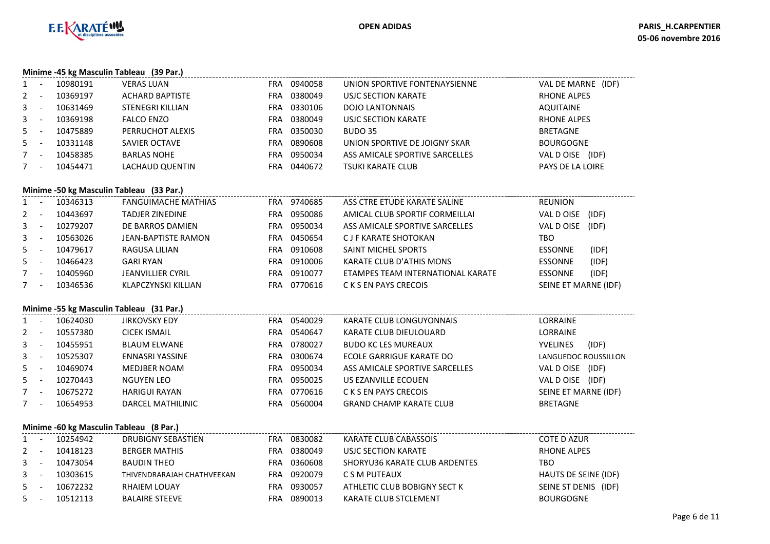## Minime -45 kg Masculin Tableau (39 Par.)

| Rang | Licence | Nom | Pays | Club N° | Club | Ligue |
|---|---|---|---|---|---|---|
| 1 - | 10980191 | VERAS LUAN | FRA | 0940058 | UNION SPORTIVE FONTENAYSIENNE | VAL DE MARNE (IDF) |
| 2 - | 10369197 | ACHARD BAPTISTE | FRA | 0380049 | USJC SECTION KARATE | RHONE ALPES |
| 3 - | 10631469 | STENEGRI KILLIAN | FRA | 0330106 | DOJO LANTONNAIS | AQUITAINE |
| 3 - | 10369198 | FALCO ENZO | FRA | 0380049 | USJC SECTION KARATE | RHONE ALPES |
| 5 - | 10475889 | PERRUCHOT ALEXIS | FRA | 0350030 | BUDO 35 | BRETAGNE |
| 5 - | 10331148 | SAVIER OCTAVE | FRA | 0890608 | UNION SPORTIVE DE JOIGNY SKAR | BOURGOGNE |
| 7 - | 10458385 | BARLAS NOHE | FRA | 0950034 | ASS AMICALE SPORTIVE SARCELLES | VAL D OISE (IDF) |
| 7 - | 10454471 | LACHAUD QUENTIN | FRA | 0440672 | TSUKI KARATE CLUB | PAYS DE LA LOIRE |

## Minime -50 kg Masculin Tableau (33 Par.)

| Rang | Licence | Nom | Pays | Club N° | Club | Ligue |
|---|---|---|---|---|---|---|
| 1 - | 10346313 | FANGUIMACHE MATHIAS | FRA | 9740685 | ASS CTRE ETUDE KARATE SALINE | REUNION |
| 2 - | 10443697 | TADJER ZINEDINE | FRA | 0950086 | AMICAL CLUB SPORTIF CORMEILLAI | VAL D OISE (IDF) |
| 3 - | 10279207 | DE BARROS DAMIEN | FRA | 0950034 | ASS AMICALE SPORTIVE SARCELLES | VAL D OISE (IDF) |
| 3 - | 10563026 | JEAN-BAPTISTE RAMON | FRA | 0450654 | C J F KARATE SHOTOKAN | TBO |
| 5 - | 10479617 | RAGUSA LILIAN | FRA | 0910608 | SAINT MICHEL SPORTS | ESSONNE (IDF) |
| 5 - | 10466423 | GARI RYAN | FRA | 0910006 | KARATE CLUB D'ATHIS MONS | ESSONNE (IDF) |
| 7 - | 10405960 | JEANVILLIER CYRIL | FRA | 0910077 | ETAMPES TEAM INTERNATIONAL KARATE | ESSONNE (IDF) |
| 7 - | 10346536 | KLAPCZYNSKI KILLIAN | FRA | 0770616 | C K S EN PAYS CRECOIS | SEINE ET MARNE (IDF) |

## Minime -55 kg Masculin Tableau (31 Par.)

| Rang | Licence | Nom | Pays | Club N° | Club | Ligue |
|---|---|---|---|---|---|---|
| 1 - | 10624030 | JIRKOVSKY EDY | FRA | 0540029 | KARATE CLUB LONGUYONNAIS | LORRAINE |
| 2 - | 10557380 | CICEK ISMAIL | FRA | 0540647 | KARATE CLUB DIEULOUARD | LORRAINE |
| 3 - | 10455951 | BLAUM ELWANE | FRA | 0780027 | BUDO KC LES MUREAUX | YVELINES (IDF) |
| 3 - | 10525307 | ENNASRI YASSINE | FRA | 0300674 | ECOLE GARRIGUE KARATE DO | LANGUEDOC ROUSSILLON |
| 5 - | 10469074 | MEDJBER NOAM | FRA | 0950034 | ASS AMICALE SPORTIVE SARCELLES | VAL D OISE (IDF) |
| 5 - | 10270443 | NGUYEN LEO | FRA | 0950025 | US EZANVILLE ECOUEN | VAL D OISE (IDF) |
| 7 - | 10675272 | HARIGUI RAYAN | FRA | 0770616 | C K S EN PAYS CRECOIS | SEINE ET MARNE (IDF) |
| 7 - | 10654953 | DARCEL MATHILINIC | FRA | 0560004 | GRAND CHAMP KARATE CLUB | BRETAGNE |

## Minime -60 kg Masculin Tableau (8 Par.)

| Rang | Licence | Nom | Pays | Club N° | Club | Ligue |
|---|---|---|---|---|---|---|
| 1 - | 10254942 | DRUBIGNY SEBASTIEN | FRA | 0830082 | KARATE CLUB CABASSOIS | COTE D AZUR |
| 2 - | 10418123 | BERGER MATHIS | FRA | 0380049 | USJC SECTION KARATE | RHONE ALPES |
| 3 - | 10473054 | BAUDIN THEO | FRA | 0360608 | SHORYU36 KARATE CLUB ARDENTES | TBO |
| 3 - | 10303615 | THIVENDRARAJAH CHATHVEEKAN | FRA | 0920079 | C S M PUTEAUX | HAUTS DE SEINE (IDF) |
| 5 - | 10672232 | RHAIEM LOUAY | FRA | 0930057 | ATHLETIC CLUB BOBIGNY SECT K | SEINE ST DENIS (IDF) |
| 5 - | 10512113 | BALAIRE STEEVE | FRA | 0890013 | KARATE CLUB STCLEMENT | BOURGOGNE |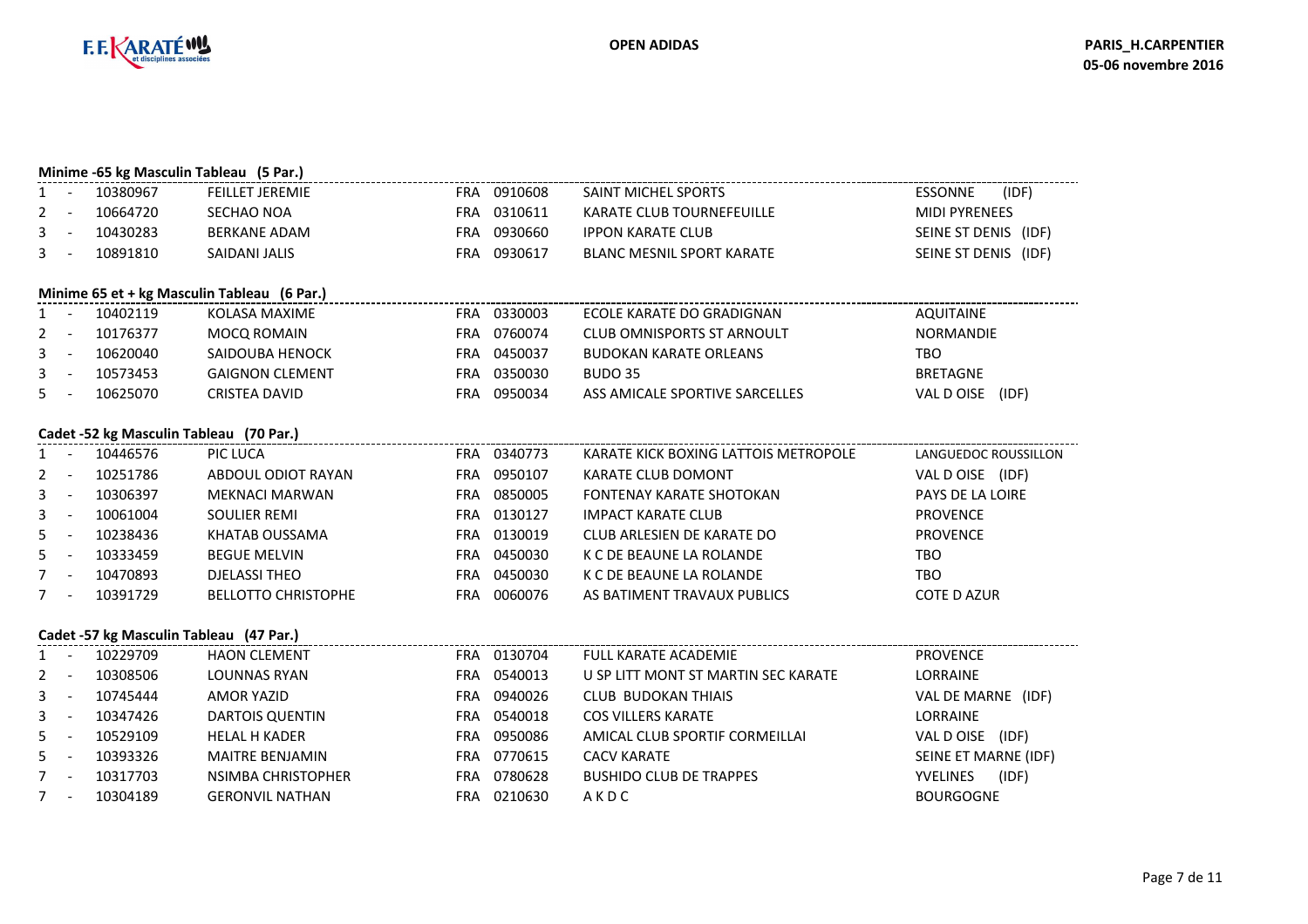### Minime -65 kg Masculin Tableau (5 Par.)

| Rang | | Licence | Nom | Pays | Club N° | Club | Ligue |
|---|---|---|---|---|---|---|---|
| 1 | - | 10380967 | FEILLET JEREMIE | FRA | 0910608 | SAINT MICHEL SPORTS | ESSONNE (IDF) |
| 2 | - | 10664720 | SECHAO NOA | FRA | 0310611 | KARATE CLUB TOURNEFEUILLE | MIDI PYRENEES |
| 3 | - | 10430283 | BERKANE ADAM | FRA | 0930660 | IPPON KARATE CLUB | SEINE ST DENIS (IDF) |
| 3 | - | 10891810 | SAIDANI JALIS | FRA | 0930617 | BLANC MESNIL SPORT KARATE | SEINE ST DENIS (IDF) |

### Minime 65 et + kg Masculin Tableau (6 Par.)

| Rang | | Licence | Nom | Pays | Club N° | Club | Ligue |
|---|---|---|---|---|---|---|---|
| 1 | - | 10402119 | KOLASA MAXIME | FRA | 0330003 | ECOLE KARATE DO GRADIGNAN | AQUITAINE |
| 2 | - | 10176377 | MOCQ ROMAIN | FRA | 0760074 | CLUB OMNISPORTS ST ARNOULT | NORMANDIE |
| 3 | - | 10620040 | SAIDOUBA HENOCK | FRA | 0450037 | BUDOKAN KARATE ORLEANS | TBO |
| 3 | - | 10573453 | GAIGNON CLEMENT | FRA | 0350030 | BUDO 35 | BRETAGNE |
| 5 | - | 10625070 | CRISTEA DAVID | FRA | 0950034 | ASS AMICALE SPORTIVE SARCELLES | VAL D OISE (IDF) |

### Cadet -52 kg Masculin Tableau (70 Par.)

| Rang | | Licence | Nom | Pays | Club N° | Club | Ligue |
|---|---|---|---|---|---|---|---|
| 1 | - | 10446576 | PIC LUCA | FRA | 0340773 | KARATE KICK BOXING LATTOIS METROPOLE | LANGUEDOC ROUSSILLON |
| 2 | - | 10251786 | ABDOUL ODIOT RAYAN | FRA | 0950107 | KARATE CLUB DOMONT | VAL D OISE (IDF) |
| 3 | - | 10306397 | MEKNACI MARWAN | FRA | 0850005 | FONTENAY KARATE SHOTOKAN | PAYS DE LA LOIRE |
| 3 | - | 10061004 | SOULIER REMI | FRA | 0130127 | IMPACT KARATE CLUB | PROVENCE |
| 5 | - | 10238436 | KHATAB OUSSAMA | FRA | 0130019 | CLUB ARLESIEN DE KARATE DO | PROVENCE |
| 5 | - | 10333459 | BEGUE MELVIN | FRA | 0450030 | K C DE BEAUNE LA ROLANDE | TBO |
| 7 | - | 10470893 | DJELASSI THEO | FRA | 0450030 | K C DE BEAUNE LA ROLANDE | TBO |
| 7 | - | 10391729 | BELLOTTO CHRISTOPHE | FRA | 0060076 | AS BATIMENT TRAVAUX PUBLICS | COTE D AZUR |

### Cadet -57 kg Masculin Tableau (47 Par.)

| Rang | | Licence | Nom | Pays | Club N° | Club | Ligue |
|---|---|---|---|---|---|---|---|
| 1 | - | 10229709 | HAON CLEMENT | FRA | 0130704 | FULL KARATE ACADEMIE | PROVENCE |
| 2 | - | 10308506 | LOUNNAS RYAN | FRA | 0540013 | U SP LITT MONT ST MARTIN SEC KARATE | LORRAINE |
| 3 | - | 10745444 | AMOR YAZID | FRA | 0940026 | CLUB BUDOKAN THIAIS | VAL DE MARNE (IDF) |
| 3 | - | 10347426 | DARTOIS QUENTIN | FRA | 0540018 | COS VILLERS KARATE | LORRAINE |
| 5 | - | 10529109 | HELAL H KADER | FRA | 0950086 | AMICAL CLUB SPORTIF CORMEILLAI | VAL D OISE (IDF) |
| 5 | - | 10393326 | MAITRE BENJAMIN | FRA | 0770615 | CACV KARATE | SEINE ET MARNE (IDF) |
| 7 | - | 10317703 | NSIMBA CHRISTOPHER | FRA | 0780628 | BUSHIDO CLUB DE TRAPPES | YVELINES (IDF) |
| 7 | - | 10304189 | GERONVIL NATHAN | FRA | 0210630 | A K D C | BOURGOGNE |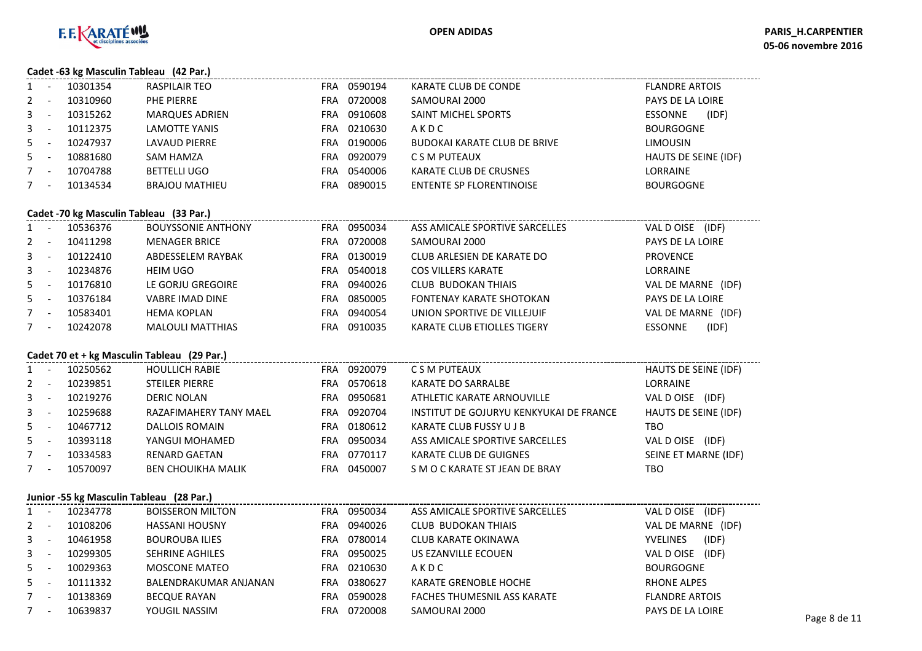### Cadet -63 kg Masculin Tableau (42 Par.)

| Rang | Licence | Nom | Pays | Club N° | Club | Ligue |
|---|---|---|---|---|---|---|
| 1 - | 10301354 | RASPILAIR TEO | FRA | 0590194 | KARATE CLUB DE CONDE | FLANDRE ARTOIS |
| 2 - | 10310960 | PHE PIERRE | FRA | 0720008 | SAMOURAI 2000 | PAYS DE LA LOIRE |
| 3 - | 10315262 | MARQUES ADRIEN | FRA | 0910608 | SAINT MICHEL SPORTS | ESSONNE (IDF) |
| 3 - | 10112375 | LAMOTTE YANIS | FRA | 0210630 | A K D C | BOURGOGNE |
| 5 - | 10247937 | LAVAUD PIERRE | FRA | 0190006 | BUDOKAI KARATE CLUB DE BRIVE | LIMOUSIN |
| 5 - | 10881680 | SAM HAMZA | FRA | 0920079 | C S M PUTEAUX | HAUTS DE SEINE (IDF) |
| 7 - | 10704788 | BETTELLI UGO | FRA | 0540006 | KARATE CLUB DE CRUSNES | LORRAINE |
| 7 - | 10134534 | BRAJOU MATHIEU | FRA | 0890015 | ENTENTE SP FLORENTINOISE | BOURGOGNE |

### Cadet -70 kg Masculin Tableau (33 Par.)

| Rang | Licence | Nom | Pays | Club N° | Club | Ligue |
|---|---|---|---|---|---|---|
| 1 - | 10536376 | BOUYSSONIE ANTHONY | FRA | 0950034 | ASS AMICALE SPORTIVE SARCELLES | VAL D OISE (IDF) |
| 2 - | 10411298 | MENAGER BRICE | FRA | 0720008 | SAMOURAI 2000 | PAYS DE LA LOIRE |
| 3 - | 10122410 | ABDESSELEM RAYBAK | FRA | 0130019 | CLUB ARLESIEN DE KARATE DO | PROVENCE |
| 3 - | 10234876 | HEIM UGO | FRA | 0540018 | COS VILLERS KARATE | LORRAINE |
| 5 - | 10176810 | LE GORJU GREGOIRE | FRA | 0940026 | CLUB BUDOKAN THIAIS | VAL DE MARNE (IDF) |
| 5 - | 10376184 | VABRE IMAD DINE | FRA | 0850005 | FONTENAY KARATE SHOTOKAN | PAYS DE LA LOIRE |
| 7 - | 10583401 | HEMA KOPLAN | FRA | 0940054 | UNION SPORTIVE DE VILLEJUIF | VAL DE MARNE (IDF) |
| 7 - | 10242078 | MALOULI MATTHIAS | FRA | 0910035 | KARATE CLUB ETIOLLES TIGERY | ESSONNE (IDF) |

### Cadet 70 et + kg Masculin Tableau (29 Par.)

| Rang | Licence | Nom | Pays | Club N° | Club | Ligue |
|---|---|---|---|---|---|---|
| 1 - | 10250562 | HOULLICH RABIE | FRA | 0920079 | C S M PUTEAUX | HAUTS DE SEINE (IDF) |
| 2 - | 10239851 | STEILER PIERRE | FRA | 0570618 | KARATE DO SARRALBE | LORRAINE |
| 3 - | 10219276 | DERIC NOLAN | FRA | 0950681 | ATHLETIC KARATE ARNOUVILLE | VAL D OISE (IDF) |
| 3 - | 10259688 | RAZAFIMAHERY TANY MAEL | FRA | 0920704 | INSTITUT DE GOJURYU KENKYUKAI DE FRANCE | HAUTS DE SEINE (IDF) |
| 5 - | 10467712 | DALLOIS ROMAIN | FRA | 0180612 | KARATE CLUB FUSSY U J B | TBO |
| 5 - | 10393118 | YANGUI MOHAMED | FRA | 0950034 | ASS AMICALE SPORTIVE SARCELLES | VAL D OISE (IDF) |
| 7 - | 10334583 | RENARD GAETAN | FRA | 0770117 | KARATE CLUB DE GUIGNES | SEINE ET MARNE (IDF) |
| 7 - | 10570097 | BEN CHOUIKHA MALIK | FRA | 0450007 | S M O C KARATE ST JEAN DE BRAY | TBO |

### Junior -55 kg Masculin Tableau (28 Par.)

| Rang | Licence | Nom | Pays | Club N° | Club | Ligue |
|---|---|---|---|---|---|---|
| 1 - | 10234778 | BOISSERON MILTON | FRA | 0950034 | ASS AMICALE SPORTIVE SARCELLES | VAL D OISE (IDF) |
| 2 - | 10108206 | HASSANI HOUSNY | FRA | 0940026 | CLUB BUDOKAN THIAIS | VAL DE MARNE (IDF) |
| 3 - | 10461958 | BOUROUBA ILIES | FRA | 0780014 | CLUB KARATE OKINAWA | YVELINES (IDF) |
| 3 - | 10299305 | SEHRINE AGHILES | FRA | 0950025 | US EZANVILLE ECOUEN | VAL D OISE (IDF) |
| 5 - | 10029363 | MOSCONE MATEO | FRA | 0210630 | A K D C | BOURGOGNE |
| 5 - | 10111332 | BALENDRAKUMAR ANJANAN | FRA | 0380627 | KARATE GRENOBLE HOCHE | RHONE ALPES |
| 7 - | 10138369 | BECQUE RAYAN | FRA | 0590028 | FACHES THUMESNIL ASS KARATE | FLANDRE ARTOIS |
| 7 - | 10639837 | YOUGIL NASSIM | FRA | 0720008 | SAMOURAI 2000 | PAYS DE LA LOIRE |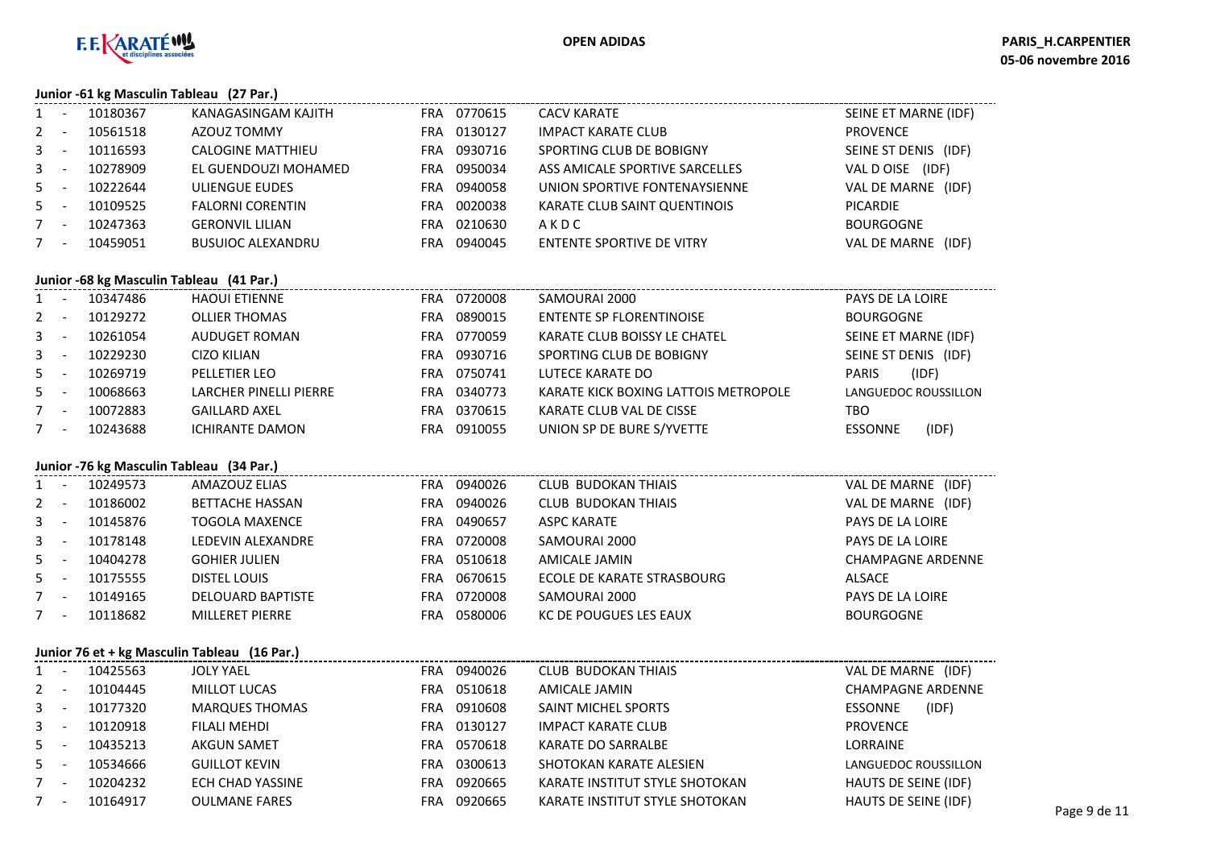### Junior -61 kg Masculin Tableau (27 Par.)

| Rang | Licence | Nom | Pays | Club N° | Club | Ligue |
|---|---|---|---|---|---|---|
| 1 - | 10180367 | KANAGASINGAM KAJITH | FRA | 0770615 | CACV KARATE | SEINE ET MARNE (IDF) |
| 2 - | 10561518 | AZOUZ TOMMY | FRA | 0130127 | IMPACT KARATE CLUB | PROVENCE |
| 3 - | 10116593 | CALOGINE MATTHIEU | FRA | 0930716 | SPORTING CLUB DE BOBIGNY | SEINE ST DENIS (IDF) |
| 3 - | 10278909 | EL GUENDOUZI MOHAMED | FRA | 0950034 | ASS AMICALE SPORTIVE SARCELLES | VAL D OISE (IDF) |
| 5 - | 10222644 | ULIENGUE EUDES | FRA | 0940058 | UNION SPORTIVE FONTENAYSIENNE | VAL DE MARNE (IDF) |
| 5 - | 10109525 | FALORNI CORENTIN | FRA | 0020038 | KARATE CLUB SAINT QUENTINOIS | PICARDIE |
| 7 - | 10247363 | GERONVIL LILIAN | FRA | 0210630 | A K D C | BOURGOGNE |
| 7 - | 10459051 | BUSUIOC ALEXANDRU | FRA | 0940045 | ENTENTE SPORTIVE DE VITRY | VAL DE MARNE (IDF) |

### Junior -68 kg Masculin Tableau (41 Par.)

| Rang | Licence | Nom | Pays | Club N° | Club | Ligue |
|---|---|---|---|---|---|---|
| 1 - | 10347486 | HAOUI ETIENNE | FRA | 0720008 | SAMOURAI 2000 | PAYS DE LA LOIRE |
| 2 - | 10129272 | OLLIER THOMAS | FRA | 0890015 | ENTENTE SP FLORENTINOISE | BOURGOGNE |
| 3 - | 10261054 | AUDUGET ROMAN | FRA | 0770059 | KARATE CLUB BOISSY LE CHATEL | SEINE ET MARNE (IDF) |
| 3 - | 10229230 | CIZO KILIAN | FRA | 0930716 | SPORTING CLUB DE BOBIGNY | SEINE ST DENIS (IDF) |
| 5 - | 10269719 | PELLETIER LEO | FRA | 0750741 | LUTECE KARATE DO | PARIS (IDF) |
| 5 - | 10068663 | LARCHER PINELLI PIERRE | FRA | 0340773 | KARATE KICK BOXING LATTOIS METROPOLE | LANGUEDOC ROUSSILLON |
| 7 - | 10072883 | GAILLARD AXEL | FRA | 0370615 | KARATE CLUB VAL DE CISSE | TBO |
| 7 - | 10243688 | ICHIRANTE DAMON | FRA | 0910055 | UNION SP DE BURE S/YVETTE | ESSONNE (IDF) |

### Junior -76 kg Masculin Tableau (34 Par.)

| Rang | Licence | Nom | Pays | Club N° | Club | Ligue |
|---|---|---|---|---|---|---|
| 1 - | 10249573 | AMAZOUZ ELIAS | FRA | 0940026 | CLUB BUDOKAN THIAIS | VAL DE MARNE (IDF) |
| 2 - | 10186002 | BETTACHE HASSAN | FRA | 0940026 | CLUB BUDOKAN THIAIS | VAL DE MARNE (IDF) |
| 3 - | 10145876 | TOGOLA MAXENCE | FRA | 0490657 | ASPC KARATE | PAYS DE LA LOIRE |
| 3 - | 10178148 | LEDEVIN ALEXANDRE | FRA | 0720008 | SAMOURAI 2000 | PAYS DE LA LOIRE |
| 5 - | 10404278 | GOHIER JULIEN | FRA | 0510618 | AMICALE JAMIN | CHAMPAGNE ARDENNE |
| 5 - | 10175555 | DISTEL LOUIS | FRA | 0670615 | ECOLE DE KARATE STRASBOURG | ALSACE |
| 7 - | 10149165 | DELOUARD BAPTISTE | FRA | 0720008 | SAMOURAI 2000 | PAYS DE LA LOIRE |
| 7 - | 10118682 | MILLERET PIERRE | FRA | 0580006 | KC DE POUGUES LES EAUX | BOURGOGNE |

### Junior 76 et + kg Masculin Tableau (16 Par.)

| Rang | Licence | Nom | Pays | Club N° | Club | Ligue |
|---|---|---|---|---|---|---|
| 1 - | 10425563 | JOLY YAEL | FRA | 0940026 | CLUB BUDOKAN THIAIS | VAL DE MARNE (IDF) |
| 2 - | 10104445 | MILLOT LUCAS | FRA | 0510618 | AMICALE JAMIN | CHAMPAGNE ARDENNE |
| 3 - | 10177320 | MARQUES THOMAS | FRA | 0910608 | SAINT MICHEL SPORTS | ESSONNE (IDF) |
| 3 - | 10120918 | FILALI MEHDI | FRA | 0130127 | IMPACT KARATE CLUB | PROVENCE |
| 5 - | 10435213 | AKGUN SAMET | FRA | 0570618 | KARATE DO SARRALBE | LORRAINE |
| 5 - | 10534666 | GUILLOT KEVIN | FRA | 0300613 | SHOTOKAN KARATE ALESIEN | LANGUEDOC ROUSSILLON |
| 7 - | 10204232 | ECH CHAD YASSINE | FRA | 0920665 | KARATE INSTITUT STYLE SHOTOKAN | HAUTS DE SEINE (IDF) |
| 7 - | 10164917 | OULMANE FARES | FRA | 0920665 | KARATE INSTITUT STYLE SHOTOKAN | HAUTS DE SEINE (IDF) |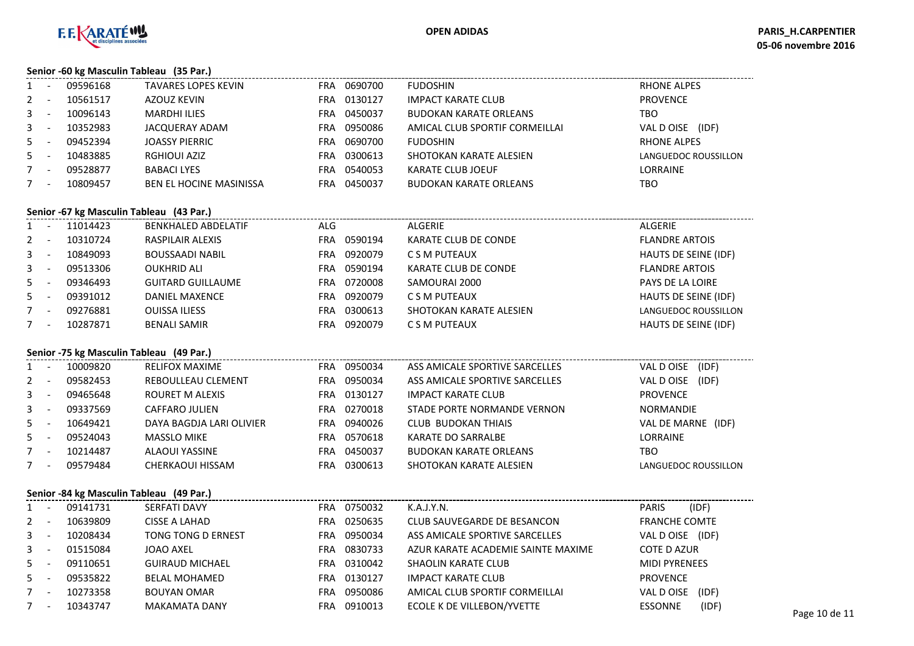**Senior -60 kg Masculin Tableau (35 Par.)**

| Rang | Licence | Nom | Nat. | Club N° | Club | Ligue |
|---|---|---|---|---|---|---|
| 1 - | 09596168 | TAVARES LOPES KEVIN | FRA | 0690700 | FUDOSHIN | RHONE ALPES |
| 2 - | 10561517 | AZOUZ KEVIN | FRA | 0130127 | IMPACT KARATE CLUB | PROVENCE |
| 3 - | 10096143 | MARDHI ILIES | FRA | 0450037 | BUDOKAN KARATE ORLEANS | TBO |
| 3 - | 10352983 | JACQUERAY ADAM | FRA | 0950086 | AMICAL CLUB SPORTIF CORMEILLAI | VAL D OISE (IDF) |
| 5 - | 09452394 | JOASSY PIERRIC | FRA | 0690700 | FUDOSHIN | RHONE ALPES |
| 5 - | 10483885 | RGHIOUI AZIZ | FRA | 0300613 | SHOTOKAN KARATE ALESIEN | LANGUEDOC ROUSSILLON |
| 7 - | 09528877 | BABACI LYES | FRA | 0540053 | KARATE CLUB JOEUF | LORRAINE |
| 7 - | 10809457 | BEN EL HOCINE MASINISSA | FRA | 0450037 | BUDOKAN KARATE ORLEANS | TBO |

**Senior -67 kg Masculin Tableau (43 Par.)**

| Rang | Licence | Nom | Nat. | Club N° | Club | Ligue |
|---|---|---|---|---|---|---|
| 1 - | 11014423 | BENKHALED ABDELATIF | ALG | | ALGERIE | ALGERIE |
| 2 - | 10310724 | RASPILAIR ALEXIS | FRA | 0590194 | KARATE CLUB DE CONDE | FLANDRE ARTOIS |
| 3 - | 10849093 | BOUSSAADI NABIL | FRA | 0920079 | C S M PUTEAUX | HAUTS DE SEINE (IDF) |
| 3 - | 09513306 | OUKHRID ALI | FRA | 0590194 | KARATE CLUB DE CONDE | FLANDRE ARTOIS |
| 5 - | 09346493 | GUITARD GUILLAUME | FRA | 0720008 | SAMOURAI 2000 | PAYS DE LA LOIRE |
| 5 - | 09391012 | DANIEL MAXENCE | FRA | 0920079 | C S M PUTEAUX | HAUTS DE SEINE (IDF) |
| 7 - | 09276881 | OUISSA ILIESS | FRA | 0300613 | SHOTOKAN KARATE ALESIEN | LANGUEDOC ROUSSILLON |
| 7 - | 10287871 | BENALI SAMIR | FRA | 0920079 | C S M PUTEAUX | HAUTS DE SEINE (IDF) |

**Senior -75 kg Masculin Tableau (49 Par.)**

| Rang | Licence | Nom | Nat. | Club N° | Club | Ligue |
|---|---|---|---|---|---|---|
| 1 - | 10009820 | RELIFOX MAXIME | FRA | 0950034 | ASS AMICALE SPORTIVE SARCELLES | VAL D OISE (IDF) |
| 2 - | 09582453 | REBOULLEAU CLEMENT | FRA | 0950034 | ASS AMICALE SPORTIVE SARCELLES | VAL D OISE (IDF) |
| 3 - | 09465648 | ROURET M ALEXIS | FRA | 0130127 | IMPACT KARATE CLUB | PROVENCE |
| 3 - | 09337569 | CAFFARO JULIEN | FRA | 0270018 | STADE PORTE NORMANDE VERNON | NORMANDIE |
| 5 - | 10649421 | DAYA BAGDJA LARI OLIVIER | FRA | 0940026 | CLUB BUDOKAN THIAIS | VAL DE MARNE (IDF) |
| 5 - | 09524043 | MASSLO MIKE | FRA | 0570618 | KARATE DO SARRALBE | LORRAINE |
| 7 - | 10214487 | ALAOUI YASSINE | FRA | 0450037 | BUDOKAN KARATE ORLEANS | TBO |
| 7 - | 09579484 | CHERKAOUI HISSAM | FRA | 0300613 | SHOTOKAN KARATE ALESIEN | LANGUEDOC ROUSSILLON |

**Senior -84 kg Masculin Tableau (49 Par.)**

| Rang | Licence | Nom | Nat. | Club N° | Club | Ligue |
|---|---|---|---|---|---|---|
| 1 - | 09141731 | SERFATI DAVY | FRA | 0750032 | K.A.J.Y.N. | PARIS (IDF) |
| 2 - | 10639809 | CISSE A LAHAD | FRA | 0250635 | CLUB SAUVEGARDE DE BESANCON | FRANCHE COMTE |
| 3 - | 10208434 | TONG TONG D ERNEST | FRA | 0950034 | ASS AMICALE SPORTIVE SARCELLES | VAL D OISE (IDF) |
| 3 - | 01515084 | JOAO AXEL | FRA | 0830733 | AZUR KARATE ACADEMIE SAINTE MAXIME | COTE D AZUR |
| 5 - | 09110651 | GUIRAUD MICHAEL | FRA | 0310042 | SHAOLIN KARATE CLUB | MIDI PYRENEES |
| 5 - | 09535822 | BELAL MOHAMED | FRA | 0130127 | IMPACT KARATE CLUB | PROVENCE |
| 7 - | 10273358 | BOUYAN OMAR | FRA | 0950086 | AMICAL CLUB SPORTIF CORMEILLAI | VAL D OISE (IDF) |
| 7 - | 10343747 | MAKAMATA DANY | FRA | 0910013 | ECOLE K DE VILLEBON/YVETTE | ESSONNE (IDF) |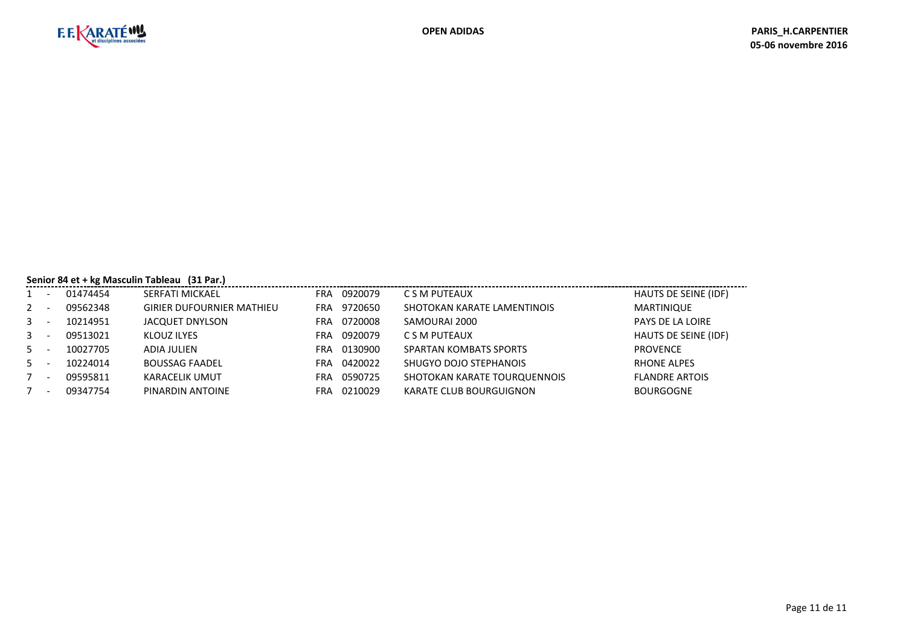**Senior 84 et + kg Masculin Tableau (31 Par.)**

| | | | | | | | |
|---|---|---|---|---|---|---|---|
| 1 | - | 01474454 | SERFATI MICKAEL | FRA | 0920079 | C S M PUTEAUX | HAUTS DE SEINE (IDF) |
| 2 | - | 09562348 | GIRIER DUFOURNIER MATHIEU | FRA | 9720650 | SHOTOKAN KARATE LAMENTINOIS | MARTINIQUE |
| 3 | - | 10214951 | JACQUET DNYLSON | FRA | 0720008 | SAMOURAI 2000 | PAYS DE LA LOIRE |
| 3 | - | 09513021 | KLOUZ ILYES | FRA | 0920079 | C S M PUTEAUX | HAUTS DE SEINE (IDF) |
| 5 | - | 10027705 | ADIA JULIEN | FRA | 0130900 | SPARTAN KOMBATS SPORTS | PROVENCE |
| 5 | - | 10224014 | BOUSSAG FAADEL | FRA | 0420022 | SHUGYO DOJO STEPHANOIS | RHONE ALPES |
| 7 | - | 09595811 | KARACELIK UMUT | FRA | 0590725 | SHOTOKAN KARATE TOURQUENNOIS | FLANDRE ARTOIS |
| 7 | - | 09347754 | PINARDIN ANTOINE | FRA | 0210029 | KARATE CLUB BOURGUIGNON | BOURGOGNE |